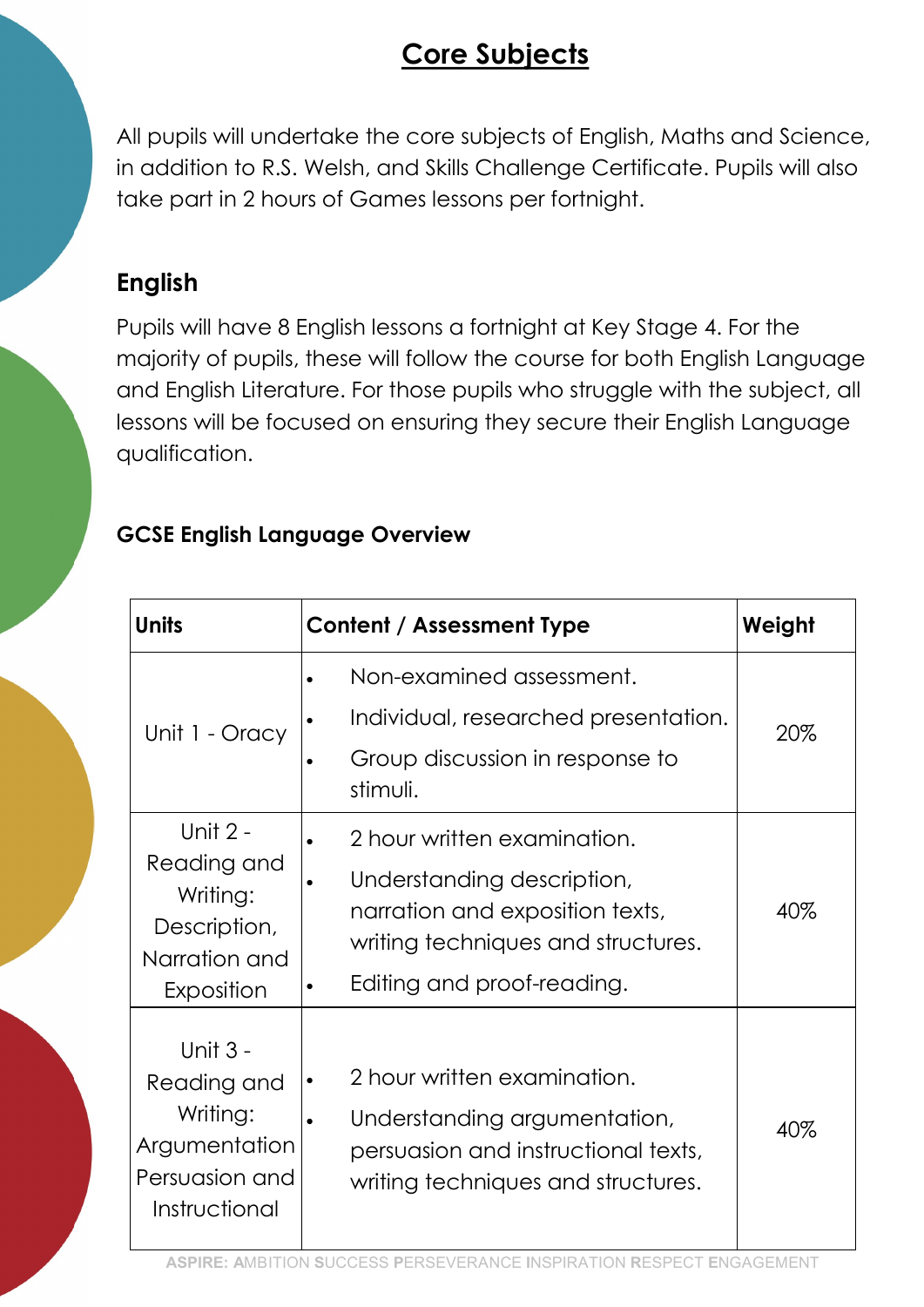# Core Subjects

All pupils will undertake the core subjects of English, Maths and Science, in addition to R.S. Welsh, and Skills Challenge Certificate. Pupils will also take part in 2 hours of Games lessons per fortnight.

## English

Pupils will have 8 English lessons a fortnight at Key Stage 4. For the majority of pupils, these will follow the course for both English Language and English Literature. For those pupils who struggle with the subject, all lessons will be focused on ensuring they secure their English Language qualification.

### GCSE English Language Overview

| Units | Content / Assessment Type | Weight |
|---|---|---|
| Unit 1 - Oracy | • Non-examined assessment.<br>• Individual, researched presentation.<br>• Group discussion in response to stimuli. | 20% |
| Unit 2 - Reading and Writing: Description, Narration and Exposition | • 2 hour written examination.<br>• Understanding description, narration and exposition texts, writing techniques and structures.<br>• Editing and proof-reading. | 40% |
| Unit 3 - Reading and Writing: Argumentation Persuasion and Instructional | • 2 hour written examination.<br>• Understanding argumentation, persuasion and instructional texts, writing techniques and structures. | 40% |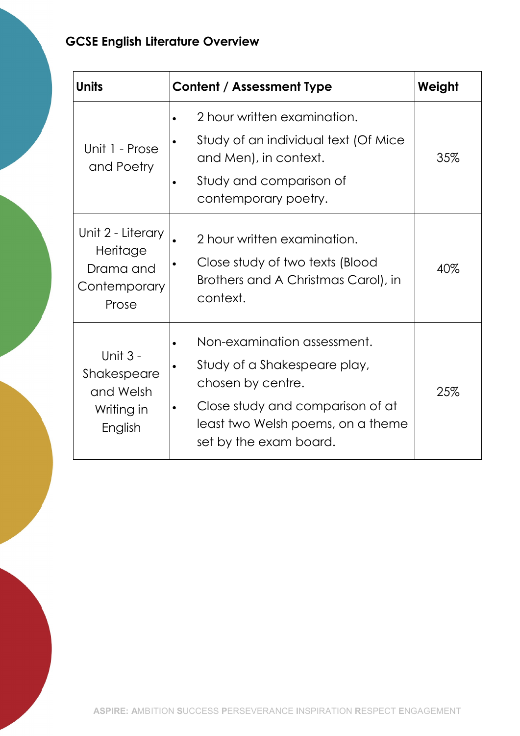## GCSE English Literature Overview

| Units | Content / Assessment Type | Weight |
|---|---|---|
| Unit 1 - Prose and Poetry | • 2 hour written examination.<br>• Study of an individual text (Of Mice and Men), in context.<br>• Study and comparison of contemporary poetry. | 35% |
| Unit 2 - Literary Heritage Drama and Contemporary Prose | • 2 hour written examination.<br>• Close study of two texts (Blood Brothers and A Christmas Carol), in context. | 40% |
| Unit 3 - Shakespeare and Welsh Writing in English | • Non-examination assessment.<br>• Study of a Shakespeare play, chosen by centre.<br>• Close study and comparison of at least two Welsh poems, on a theme set by the exam board. | 25% |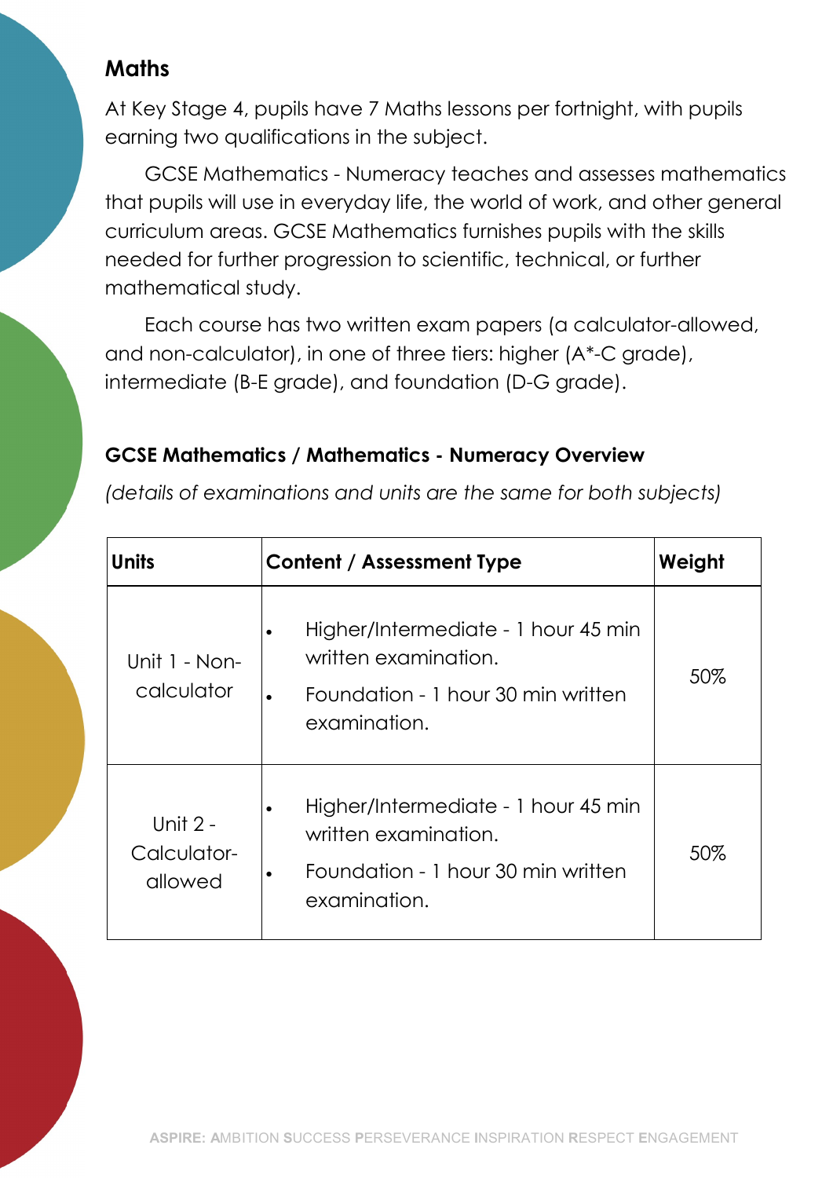## Maths

At Key Stage 4, pupils have 7 Maths lessons per fortnight, with pupils earning two qualifications in the subject.

GCSE Mathematics - Numeracy teaches and assesses mathematics that pupils will use in everyday life, the world of work, and other general curriculum areas. GCSE Mathematics furnishes pupils with the skills needed for further progression to scientific, technical, or further mathematical study.

Each course has two written exam papers (a calculator-allowed, and non-calculator), in one of three tiers: higher (A*-C grade), intermediate (B-E grade), and foundation (D-G grade).

### GCSE Mathematics / Mathematics - Numeracy Overview

*(details of examinations and units are the same for both subjects)*

| Units | Content / Assessment Type | Weight |
| --- | --- | --- |
| Unit 1 - Non-calculator | • Higher/Intermediate - 1 hour 45 min written examination.<br>• Foundation - 1 hour 30 min written examination. | 50% |
| Unit 2 - Calculator-allowed | • Higher/Intermediate - 1 hour 45 min written examination.<br>• Foundation - 1 hour 30 min written examination. | 50% |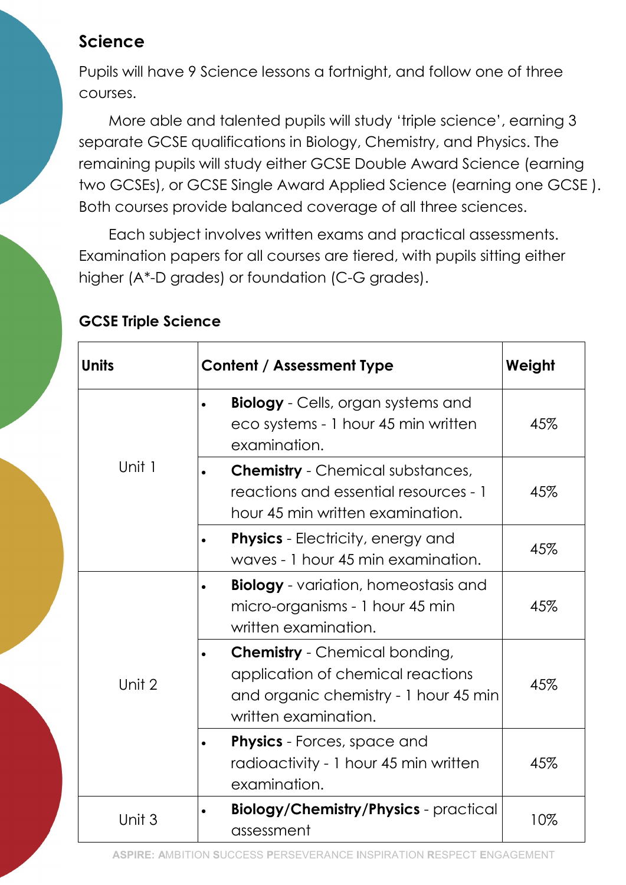## Science

Pupils will have 9 Science lessons a fortnight, and follow one of three courses.

More able and talented pupils will study 'triple science', earning 3 separate GCSE qualifications in Biology, Chemistry, and Physics. The remaining pupils will study either GCSE Double Award Science (earning two GCSEs), or GCSE Single Award Applied Science (earning one GCSE ). Both courses provide balanced coverage of all three sciences.

Each subject involves written exams and practical assessments. Examination papers for all courses are tiered, with pupils sitting either higher (A*-D grades) or foundation (C-G grades).

### GCSE Triple Science

| Units | Content / Assessment Type | Weight |
|---|---|---|
| Unit 1 | • **Biology** - Cells, organ systems and eco systems - 1 hour 45 min written examination. | 45% |
| | • **Chemistry** - Chemical substances, reactions and essential resources - 1 hour 45 min written examination. | 45% |
| | • **Physics** - Electricity, energy and waves - 1 hour 45 min examination. | 45% |
| Unit 2 | • **Biology** - variation, homeostasis and micro-organisms - 1 hour 45 min written examination. | 45% |
| | • **Chemistry** - Chemical bonding, application of chemical reactions and organic chemistry - 1 hour 45 min written examination. | 45% |
| | • **Physics** - Forces, space and radioactivity - 1 hour 45 min written examination. | 45% |
| Unit 3 | • **Biology/Chemistry/Physics** - practical assessment | 10% |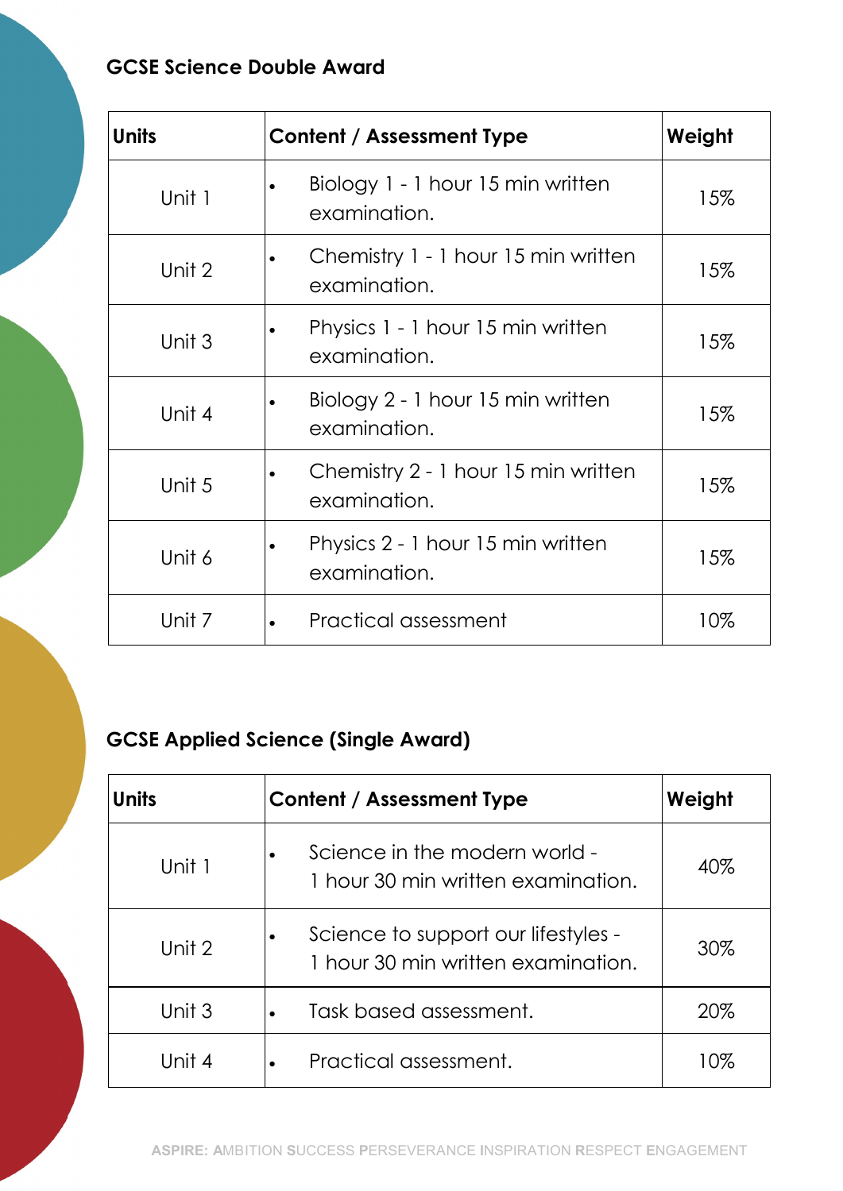### GCSE Science Double Award

| Units | Content / Assessment Type | Weight |
|---|---|---|
| Unit 1 | • Biology 1 - 1 hour 15 min written examination. | 15% |
| Unit 2 | • Chemistry 1 - 1 hour 15 min written examination. | 15% |
| Unit 3 | • Physics 1 - 1 hour 15 min written examination. | 15% |
| Unit 4 | • Biology 2 - 1 hour 15 min written examination. | 15% |
| Unit 5 | • Chemistry 2 - 1 hour 15 min written examination. | 15% |
| Unit 6 | • Physics 2 - 1 hour 15 min written examination. | 15% |
| Unit 7 | • Practical assessment | 10% |

### GCSE Applied Science (Single Award)

| Units | Content / Assessment Type | Weight |
|---|---|---|
| Unit 1 | • Science in the modern world - 1 hour 30 min written examination. | 40% |
| Unit 2 | • Science to support our lifestyles - 1 hour 30 min written examination. | 30% |
| Unit 3 | • Task based assessment. | 20% |
| Unit 4 | • Practical assessment. | 10% |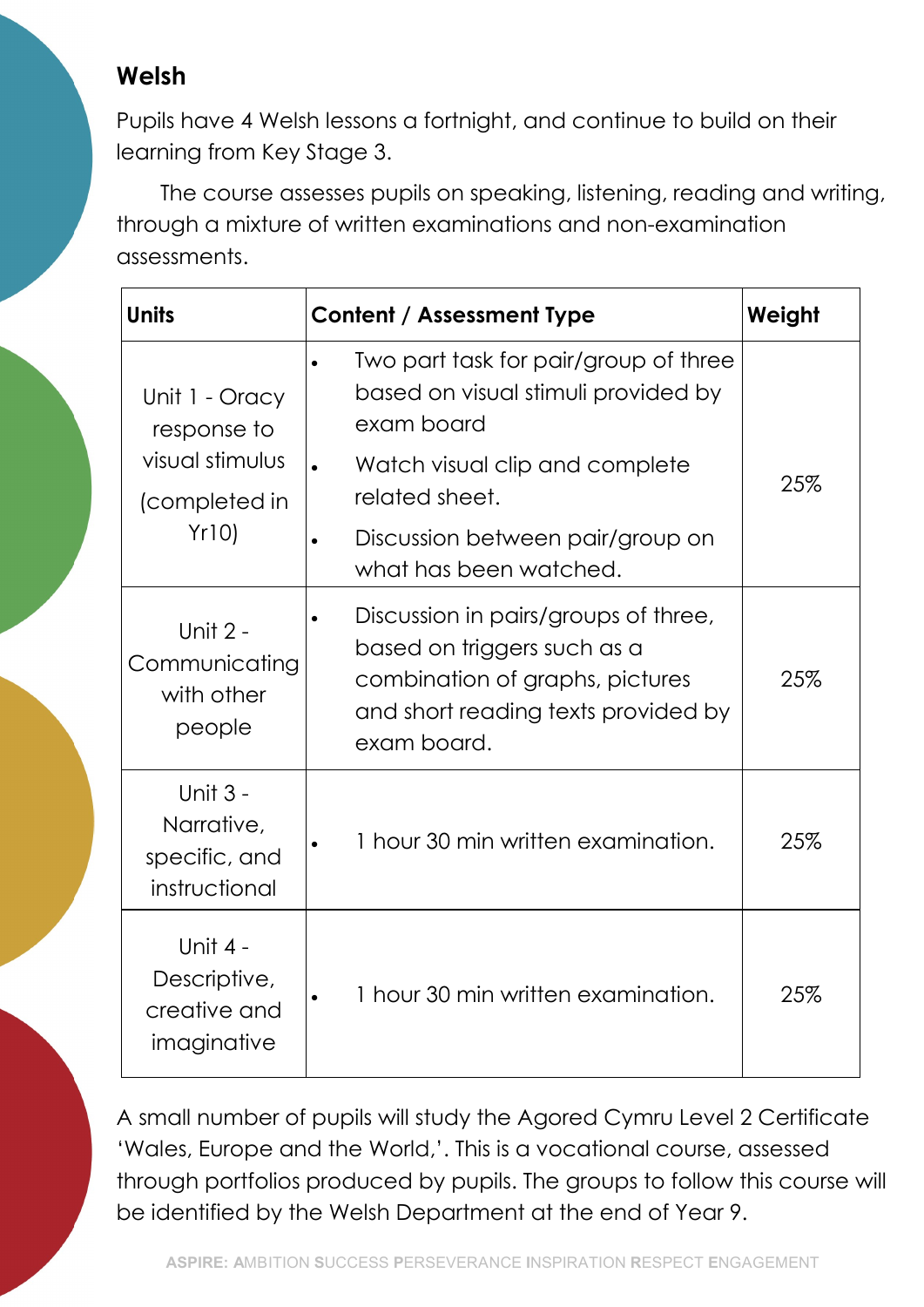## Welsh

Pupils have 4 Welsh lessons a fortnight, and continue to build on their learning from Key Stage 3.

The course assesses pupils on speaking, listening, reading and writing, through a mixture of written examinations and non-examination assessments.

| Units | Content / Assessment Type | Weight |
|---|---|---|
| Unit 1 - Oracy response to visual stimulus (completed in Yr10) | • Two part task for pair/group of three based on visual stimuli provided by exam board<br>• Watch visual clip and complete related sheet.<br>• Discussion between pair/group on what has been watched. | 25% |
| Unit 2 - Communicating with other people | • Discussion in pairs/groups of three, based on triggers such as a combination of graphs, pictures and short reading texts provided by exam board. | 25% |
| Unit 3 - Narrative, specific, and instructional | • 1 hour 30 min written examination. | 25% |
| Unit 4 - Descriptive, creative and imaginative | • 1 hour 30 min written examination. | 25% |

A small number of pupils will study the Agored Cymru Level 2 Certificate 'Wales, Europe and the World,'. This is a vocational course, assessed through portfolios produced by pupils. The groups to follow this course will be identified by the Welsh Department at the end of Year 9.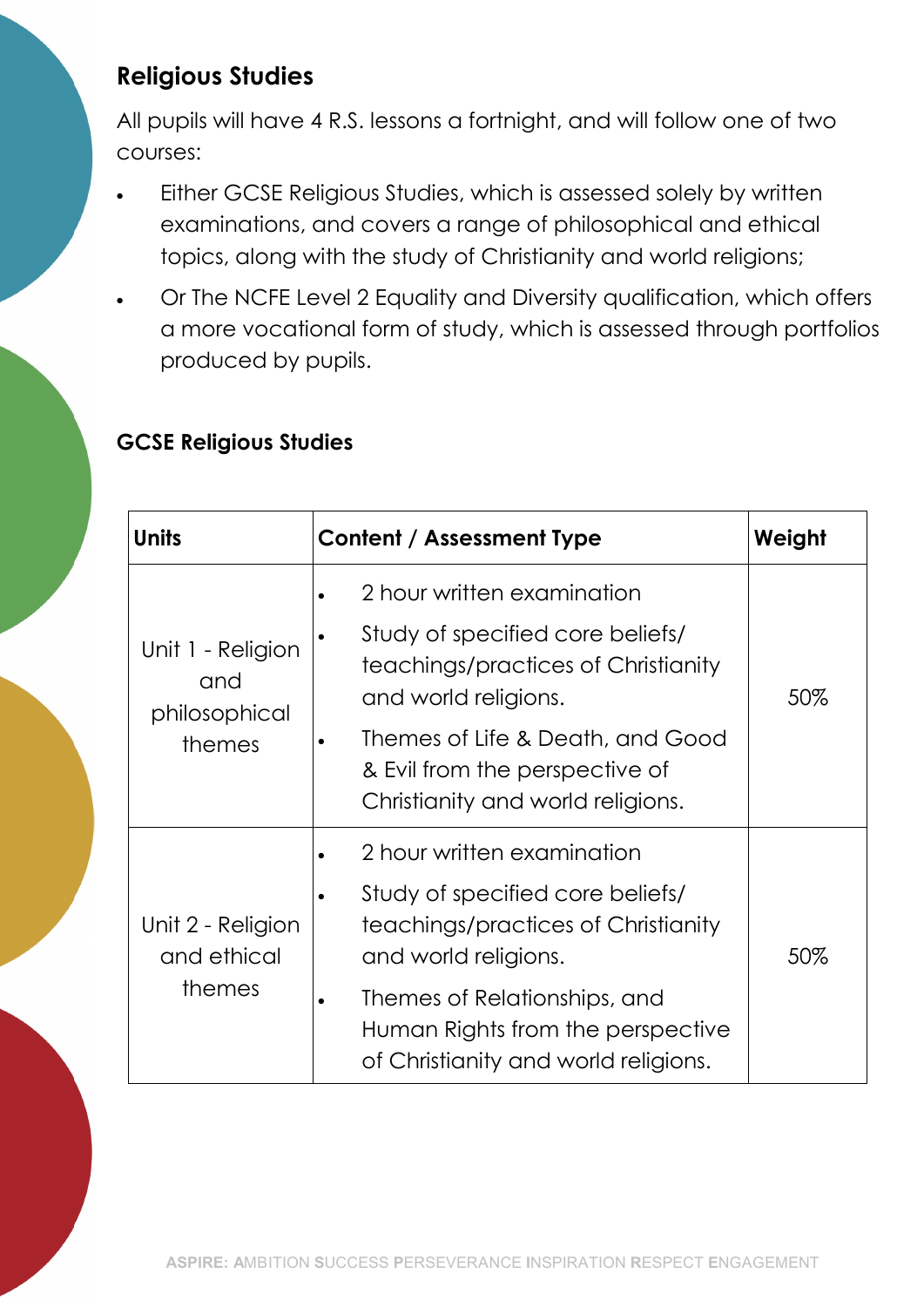## Religious Studies

All pupils will have 4 R.S. lessons a fortnight, and will follow one of two courses:

- Either GCSE Religious Studies, which is assessed solely by written examinations, and covers a range of philosophical and ethical topics, along with the study of Christianity and world religions;
- Or The NCFE Level 2 Equality and Diversity qualification, which offers a more vocational form of study, which is assessed through portfolios produced by pupils.

### GCSE Religious Studies

| Units | Content / Assessment Type | Weight |
| --- | --- | --- |
| Unit 1 - Religion and philosophical themes | • 2 hour written examination<br>• Study of specified core beliefs/ teachings/practices of Christianity and world religions.<br>• Themes of Life & Death, and Good & Evil from the perspective of Christianity and world religions. | 50% |
| Unit 2 - Religion and ethical themes | • 2 hour written examination<br>• Study of specified core beliefs/ teachings/practices of Christianity and world religions.<br>• Themes of Relationships, and Human Rights from the perspective of Christianity and world religions. | 50% |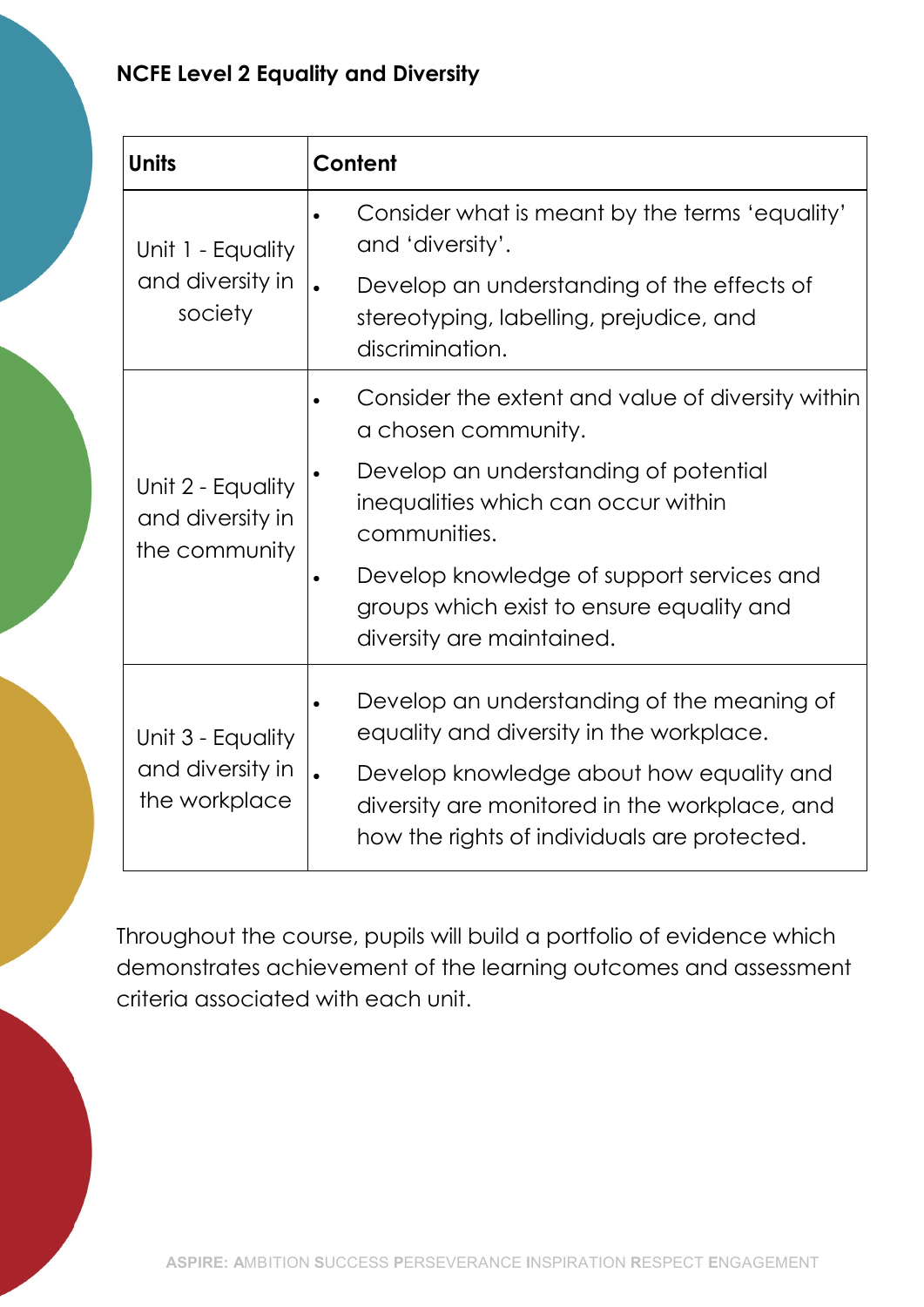**NCFE Level 2 Equality and Diversity**

| Units | Content |
| --- | --- |
| Unit 1 - Equality and diversity in society | • Consider what is meant by the terms 'equality' and 'diversity'.<br>• Develop an understanding of the effects of stereotyping, labelling, prejudice, and discrimination. |
| Unit 2 - Equality and diversity in the community | • Consider the extent and value of diversity within a chosen community.<br>• Develop an understanding of potential inequalities which can occur within communities.<br>• Develop knowledge of support services and groups which exist to ensure equality and diversity are maintained. |
| Unit 3 - Equality and diversity in the workplace | • Develop an understanding of the meaning of equality and diversity in the workplace.<br>• Develop knowledge about how equality and diversity are monitored in the workplace, and how the rights of individuals are protected. |

Throughout the course, pupils will build a portfolio of evidence which demonstrates achievement of the learning outcomes and assessment criteria associated with each unit.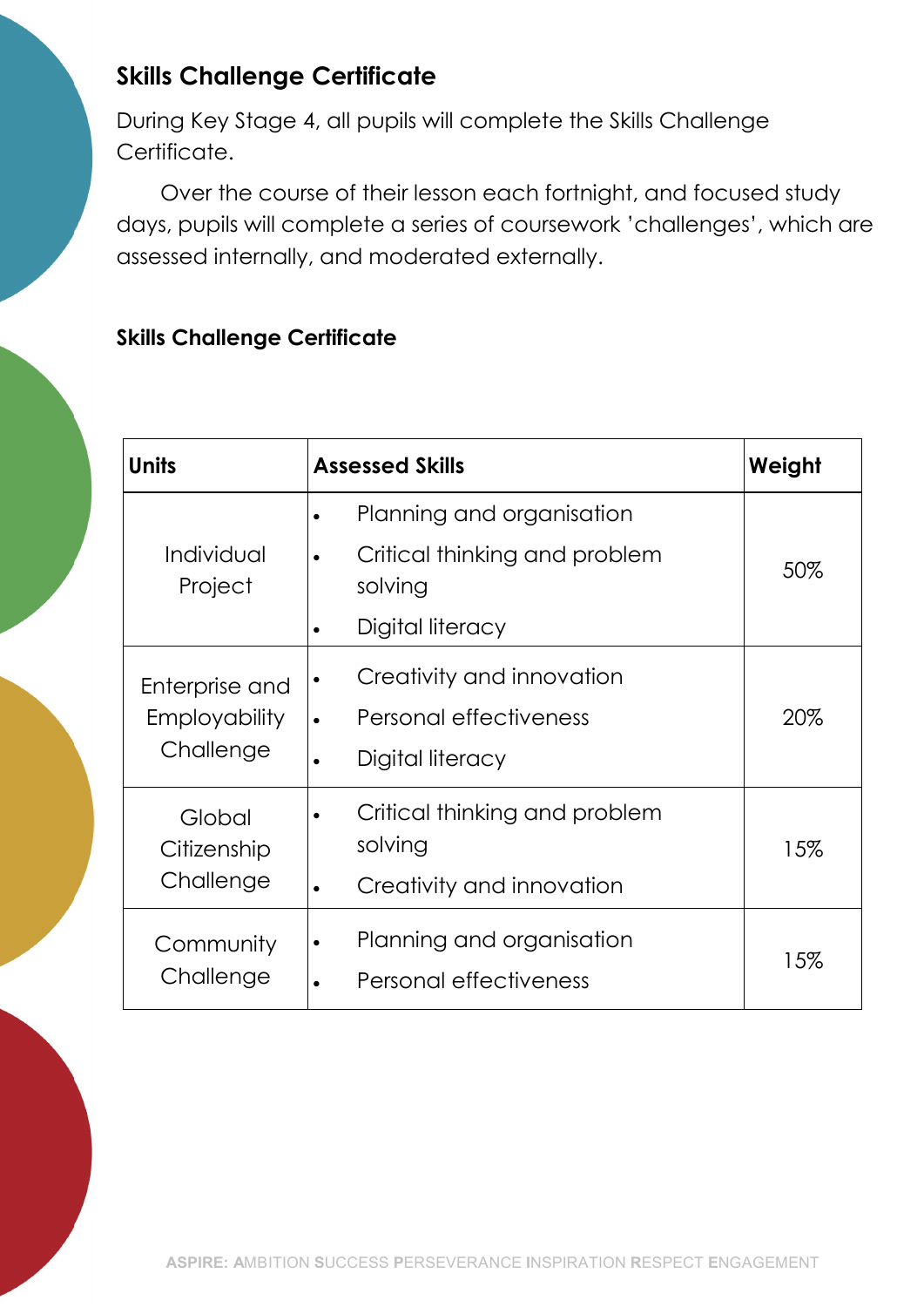## Skills Challenge Certificate

During Key Stage 4, all pupils will complete the Skills Challenge Certificate.

Over the course of their lesson each fortnight, and focused study days, pupils will complete a series of coursework 'challenges', which are assessed internally, and moderated externally.

### Skills Challenge Certificate

| Units | Assessed Skills | Weight |
|---|---|---|
| Individual Project | • Planning and organisation<br>• Critical thinking and problem solving<br>• Digital literacy | 50% |
| Enterprise and Employability Challenge | • Creativity and innovation<br>• Personal effectiveness<br>• Digital literacy | 20% |
| Global Citizenship Challenge | • Critical thinking and problem solving<br>• Creativity and innovation | 15% |
| Community Challenge | • Planning and organisation<br>• Personal effectiveness | 15% |